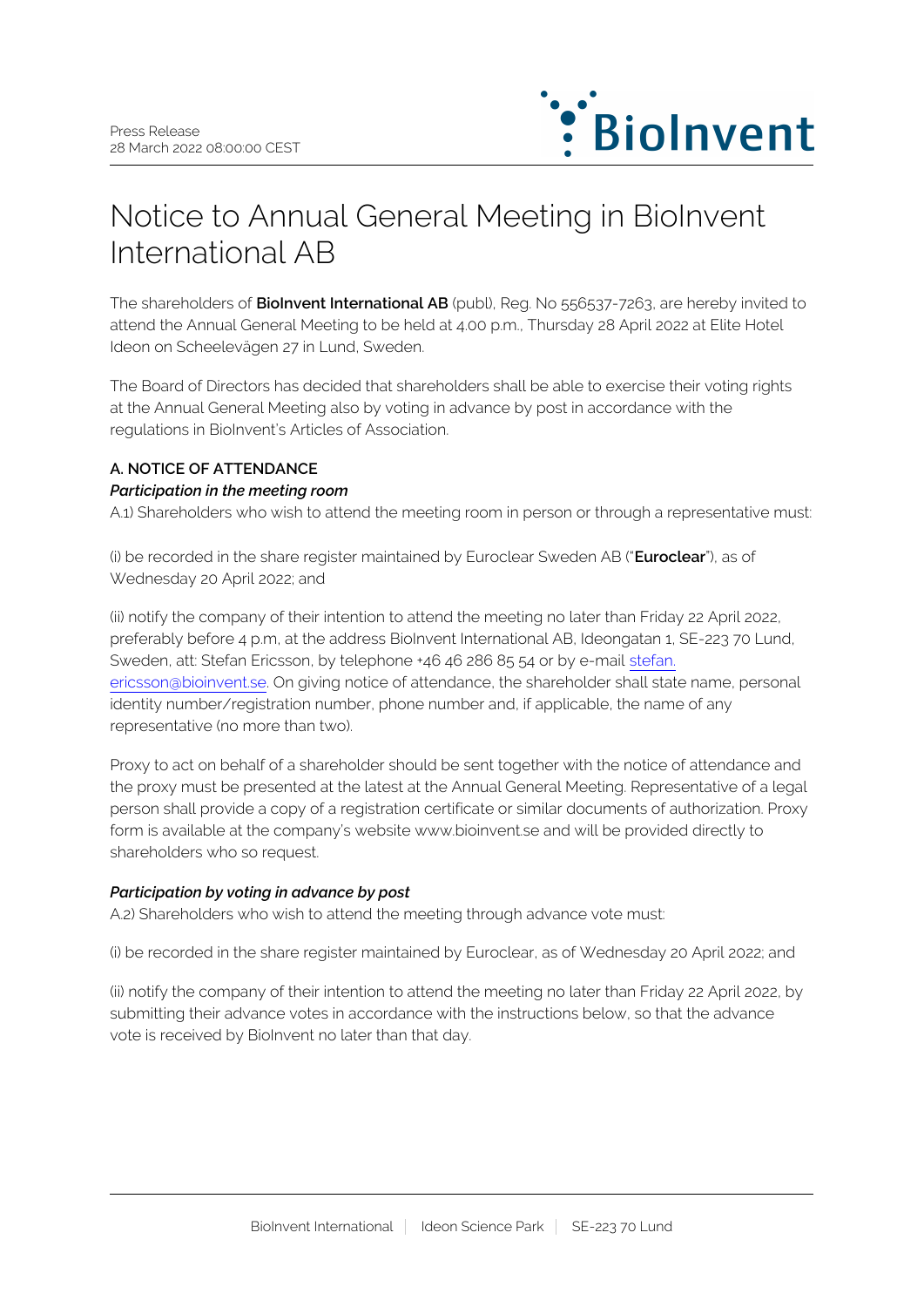Press Release
28 March 2022 08:00:00 CEST

# Notice to Annual General Meeting in BioInvent International AB

The shareholders of **BioInvent International AB** (publ), Reg. No 556537-7263, are hereby invited to attend the Annual General Meeting to be held at 4.00 p.m., Thursday 28 April 2022 at Elite Hotel Ideon on Scheelevägen 27 in Lund, Sweden.

The Board of Directors has decided that shareholders shall be able to exercise their voting rights at the Annual General Meeting also by voting in advance by post in accordance with the regulations in BioInvent's Articles of Association.

## A. NOTICE OF ATTENDANCE

***Participation in the meeting room***

A.1) Shareholders who wish to attend the meeting room in person or through a representative must:

(i) be recorded in the share register maintained by Euroclear Sweden AB ("**Euroclear**"), as of Wednesday 20 April 2022; and

(ii) notify the company of their intention to attend the meeting no later than Friday 22 April 2022, preferably before 4 p.m, at the address BioInvent International AB, Ideongatan 1, SE-223 70 Lund, Sweden, att: Stefan Ericsson, by telephone +46 46 286 85 54 or by e-mail stefan.ericsson@bioinvent.se. On giving notice of attendance, the shareholder shall state name, personal identity number/registration number, phone number and, if applicable, the name of any representative (no more than two).

Proxy to act on behalf of a shareholder should be sent together with the notice of attendance and the proxy must be presented at the latest at the Annual General Meeting. Representative of a legal person shall provide a copy of a registration certificate or similar documents of authorization. Proxy form is available at the company's website www.bioinvent.se and will be provided directly to shareholders who so request.

***Participation by voting in advance by post***

A.2) Shareholders who wish to attend the meeting through advance vote must:

(i) be recorded in the share register maintained by Euroclear, as of Wednesday 20 April 2022; and

(ii) notify the company of their intention to attend the meeting no later than Friday 22 April 2022, by submitting their advance votes in accordance with the instructions below, so that the advance vote is received by BioInvent no later than that day.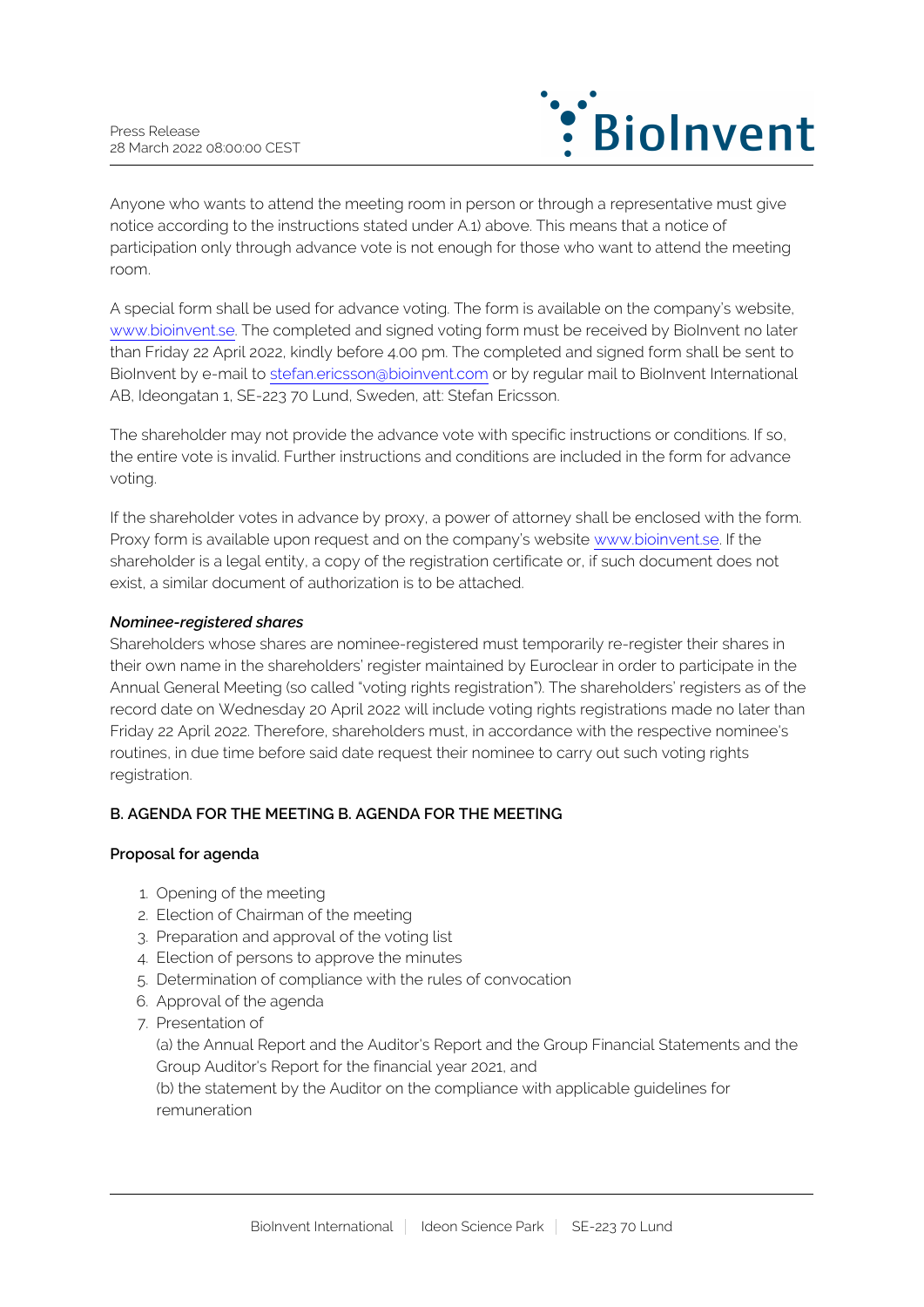Anyone who wants to attend the meeting room in person or through a representative must give notice according to the instructions stated under A.1) above. This means that a notice of participation only through advance vote is not enough for those who want to attend the meeting room.

A special form shall be used for advance voting. The form is available on the company's website, www.bioinvent.se. The completed and signed voting form must be received by BioInvent no later than Friday 22 April 2022, kindly before 4.00 pm. The completed and signed form shall be sent to BioInvent by e-mail to stefan.ericsson@bioinvent.com or by regular mail to BioInvent International AB, Ideongatan 1, SE-223 70 Lund, Sweden, att: Stefan Ericsson.

The shareholder may not provide the advance vote with specific instructions or conditions. If so, the entire vote is invalid. Further instructions and conditions are included in the form for advance voting.

If the shareholder votes in advance by proxy, a power of attorney shall be enclosed with the form. Proxy form is available upon request and on the company's website www.bioinvent.se. If the shareholder is a legal entity, a copy of the registration certificate or, if such document does not exist, a similar document of authorization is to be attached.

***Nominee-registered shares***

Shareholders whose shares are nominee-registered must temporarily re-register their shares in their own name in the shareholders' register maintained by Euroclear in order to participate in the Annual General Meeting (so called "voting rights registration"). The shareholders' registers as of the record date on Wednesday 20 April 2022 will include voting rights registrations made no later than Friday 22 April 2022. Therefore, shareholders must, in accordance with the respective nominee's routines, in due time before said date request their nominee to carry out such voting rights registration.

**B. AGENDA FOR THE MEETING B. AGENDA FOR THE MEETING**

**Proposal for agenda**

1. Opening of the meeting
2. Election of Chairman of the meeting
3. Preparation and approval of the voting list
4. Election of persons to approve the minutes
5. Determination of compliance with the rules of convocation
6. Approval of the agenda
7. Presentation of
   (a) the Annual Report and the Auditor's Report and the Group Financial Statements and the Group Auditor's Report for the financial year 2021, and
   (b) the statement by the Auditor on the compliance with applicable guidelines for remuneration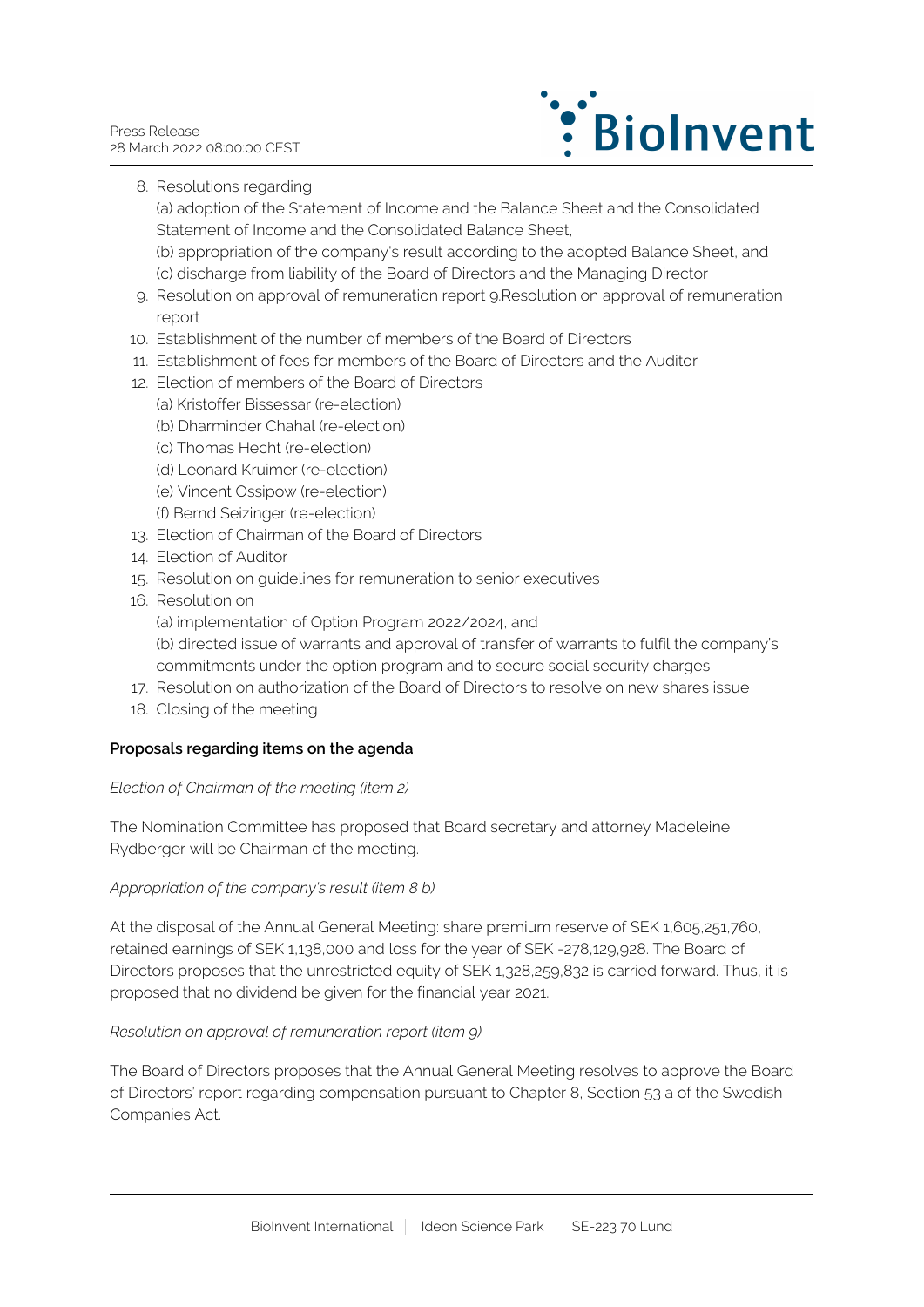8. Resolutions regarding
   (a) adoption of the Statement of Income and the Balance Sheet and the Consolidated Statement of Income and the Consolidated Balance Sheet,
   (b) appropriation of the company's result according to the adopted Balance Sheet, and
   (c) discharge from liability of the Board of Directors and the Managing Director
9. Resolution on approval of remuneration report 9.Resolution on approval of remuneration report
10. Establishment of the number of members of the Board of Directors
11. Establishment of fees for members of the Board of Directors and the Auditor
12. Election of members of the Board of Directors
    (a) Kristoffer Bissessar (re-election)
    (b) Dharminder Chahal (re-election)
    (c) Thomas Hecht (re-election)
    (d) Leonard Kruimer (re-election)
    (e) Vincent Ossipow (re-election)
    (f) Bernd Seizinger (re-election)
13. Election of Chairman of the Board of Directors
14. Election of Auditor
15. Resolution on guidelines for remuneration to senior executives
16. Resolution on
    (a) implementation of Option Program 2022/2024, and
    (b) directed issue of warrants and approval of transfer of warrants to fulfil the company's commitments under the option program and to secure social security charges
17. Resolution on authorization of the Board of Directors to resolve on new shares issue
18. Closing of the meeting

**Proposals regarding items on the agenda**

*Election of Chairman of the meeting (item 2)*

The Nomination Committee has proposed that Board secretary and attorney Madeleine Rydberger will be Chairman of the meeting.

*Appropriation of the company's result (item 8 b)*

At the disposal of the Annual General Meeting: share premium reserve of SEK 1,605,251,760, retained earnings of SEK 1,138,000 and loss for the year of SEK -278,129,928. The Board of Directors proposes that the unrestricted equity of SEK 1,328,259,832 is carried forward. Thus, it is proposed that no dividend be given for the financial year 2021.

*Resolution on approval of remuneration report (item 9)*

The Board of Directors proposes that the Annual General Meeting resolves to approve the Board of Directors' report regarding compensation pursuant to Chapter 8, Section 53 a of the Swedish Companies Act.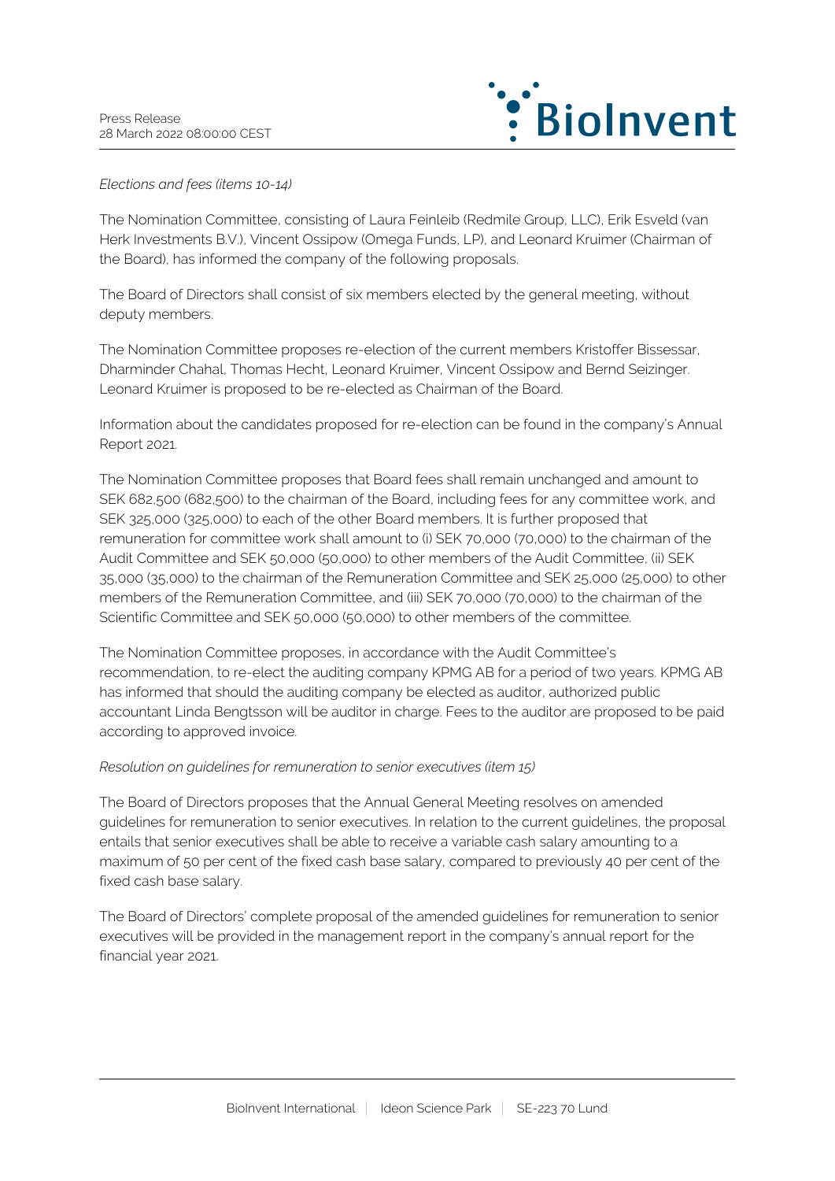*Elections and fees (items 10-14)*

The Nomination Committee, consisting of Laura Feinleib (Redmile Group, LLC), Erik Esveld (van Herk Investments B.V.), Vincent Ossipow (Omega Funds, LP), and Leonard Kruimer (Chairman of the Board), has informed the company of the following proposals.

The Board of Directors shall consist of six members elected by the general meeting, without deputy members.

The Nomination Committee proposes re-election of the current members Kristoffer Bissessar, Dharminder Chahal, Thomas Hecht, Leonard Kruimer, Vincent Ossipow and Bernd Seizinger. Leonard Kruimer is proposed to be re-elected as Chairman of the Board.

Information about the candidates proposed for re-election can be found in the company's Annual Report 2021.

The Nomination Committee proposes that Board fees shall remain unchanged and amount to SEK 682,500 (682,500) to the chairman of the Board, including fees for any committee work, and SEK 325,000 (325,000) to each of the other Board members. It is further proposed that remuneration for committee work shall amount to (i) SEK 70,000 (70,000) to the chairman of the Audit Committee and SEK 50,000 (50,000) to other members of the Audit Committee, (ii) SEK 35,000 (35,000) to the chairman of the Remuneration Committee and SEK 25,000 (25,000) to other members of the Remuneration Committee, and (iii) SEK 70,000 (70,000) to the chairman of the Scientific Committee and SEK 50,000 (50,000) to other members of the committee.

The Nomination Committee proposes, in accordance with the Audit Committee's recommendation, to re-elect the auditing company KPMG AB for a period of two years. KPMG AB has informed that should the auditing company be elected as auditor, authorized public accountant Linda Bengtsson will be auditor in charge. Fees to the auditor are proposed to be paid according to approved invoice.

*Resolution on guidelines for remuneration to senior executives (item 15)*

The Board of Directors proposes that the Annual General Meeting resolves on amended guidelines for remuneration to senior executives. In relation to the current guidelines, the proposal entails that senior executives shall be able to receive a variable cash salary amounting to a maximum of 50 per cent of the fixed cash base salary, compared to previously 40 per cent of the fixed cash base salary.

The Board of Directors' complete proposal of the amended guidelines for remuneration to senior executives will be provided in the management report in the company's annual report for the financial year 2021.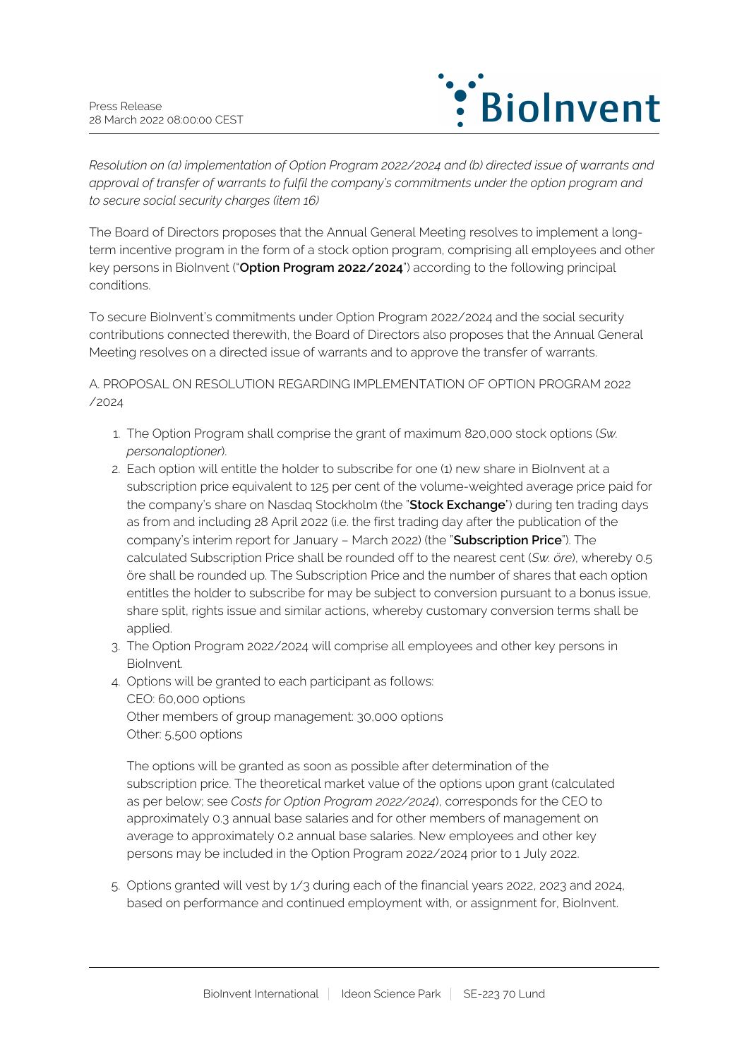*Resolution on (a) implementation of Option Program 2022/2024 and (b) directed issue of warrants and approval of transfer of warrants to fulfil the company's commitments under the option program and to secure social security charges (item 16)*

The Board of Directors proposes that the Annual General Meeting resolves to implement a long-term incentive program in the form of a stock option program, comprising all employees and other key persons in BioInvent ("**Option Program 2022/2024**") according to the following principal conditions.

To secure BioInvent's commitments under Option Program 2022/2024 and the social security contributions connected therewith, the Board of Directors also proposes that the Annual General Meeting resolves on a directed issue of warrants and to approve the transfer of warrants.

A. PROPOSAL ON RESOLUTION REGARDING IMPLEMENTATION OF OPTION PROGRAM 2022 /2024

1. The Option Program shall comprise the grant of maximum 820,000 stock options (*Sw. personaloptioner*).
2. Each option will entitle the holder to subscribe for one (1) new share in BioInvent at a subscription price equivalent to 125 per cent of the volume-weighted average price paid for the company's share on Nasdaq Stockholm (the "**Stock Exchange**") during ten trading days as from and including 28 April 2022 (i.e. the first trading day after the publication of the company's interim report for January – March 2022) (the "**Subscription Price**"). The calculated Subscription Price shall be rounded off to the nearest cent (*Sw. öre*), whereby 0.5 öre shall be rounded up. The Subscription Price and the number of shares that each option entitles the holder to subscribe for may be subject to conversion pursuant to a bonus issue, share split, rights issue and similar actions, whereby customary conversion terms shall be applied.
3. The Option Program 2022/2024 will comprise all employees and other key persons in BioInvent.
4. Options will be granted to each participant as follows:
   CEO: 60,000 options
   Other members of group management: 30,000 options
   Other: 5,500 options

   The options will be granted as soon as possible after determination of the subscription price. The theoretical market value of the options upon grant (calculated as per below; see *Costs for Option Program 2022/2024*), corresponds for the CEO to approximately 0.3 annual base salaries and for other members of management on average to approximately 0.2 annual base salaries. New employees and other key persons may be included in the Option Program 2022/2024 prior to 1 July 2022.
5. Options granted will vest by 1/3 during each of the financial years 2022, 2023 and 2024, based on performance and continued employment with, or assignment for, BioInvent.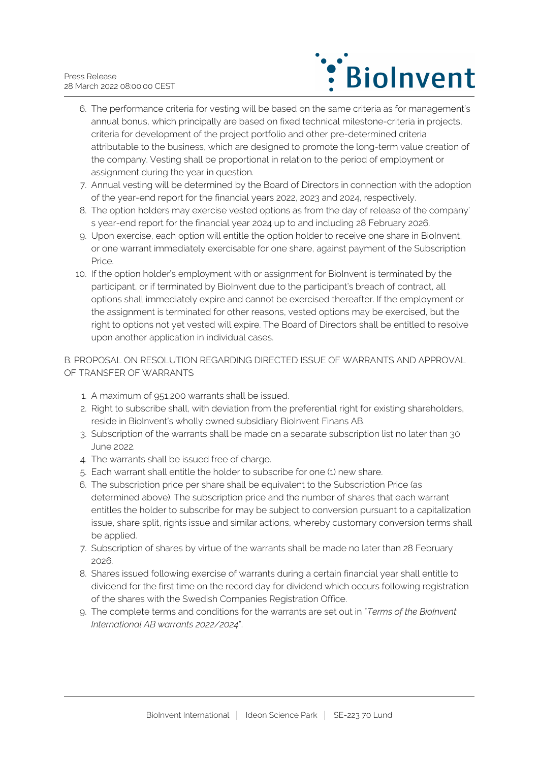6. The performance criteria for vesting will be based on the same criteria as for management's annual bonus, which principally are based on fixed technical milestone-criteria in projects, criteria for development of the project portfolio and other pre-determined criteria attributable to the business, which are designed to promote the long-term value creation of the company. Vesting shall be proportional in relation to the period of employment or assignment during the year in question.
7. Annual vesting will be determined by the Board of Directors in connection with the adoption of the year-end report for the financial years 2022, 2023 and 2024, respectively.
8. The option holders may exercise vested options as from the day of release of the company's year-end report for the financial year 2024 up to and including 28 February 2026.
9. Upon exercise, each option will entitle the option holder to receive one share in BioInvent, or one warrant immediately exercisable for one share, against payment of the Subscription Price.
10. If the option holder's employment with or assignment for BioInvent is terminated by the participant, or if terminated by BioInvent due to the participant's breach of contract, all options shall immediately expire and cannot be exercised thereafter. If the employment or the assignment is terminated for other reasons, vested options may be exercised, but the right to options not yet vested will expire. The Board of Directors shall be entitled to resolve upon another application in individual cases.

B. PROPOSAL ON RESOLUTION REGARDING DIRECTED ISSUE OF WARRANTS AND APPROVAL OF TRANSFER OF WARRANTS

1. A maximum of 951,200 warrants shall be issued.
2. Right to subscribe shall, with deviation from the preferential right for existing shareholders, reside in BioInvent's wholly owned subsidiary BioInvent Finans AB.
3. Subscription of the warrants shall be made on a separate subscription list no later than 30 June 2022.
4. The warrants shall be issued free of charge.
5. Each warrant shall entitle the holder to subscribe for one (1) new share.
6. The subscription price per share shall be equivalent to the Subscription Price (as determined above). The subscription price and the number of shares that each warrant entitles the holder to subscribe for may be subject to conversion pursuant to a capitalization issue, share split, rights issue and similar actions, whereby customary conversion terms shall be applied.
7. Subscription of shares by virtue of the warrants shall be made no later than 28 February 2026.
8. Shares issued following exercise of warrants during a certain financial year shall entitle to dividend for the first time on the record day for dividend which occurs following registration of the shares with the Swedish Companies Registration Office.
9. The complete terms and conditions for the warrants are set out in "*Terms of the BioInvent International AB warrants 2022/2024*".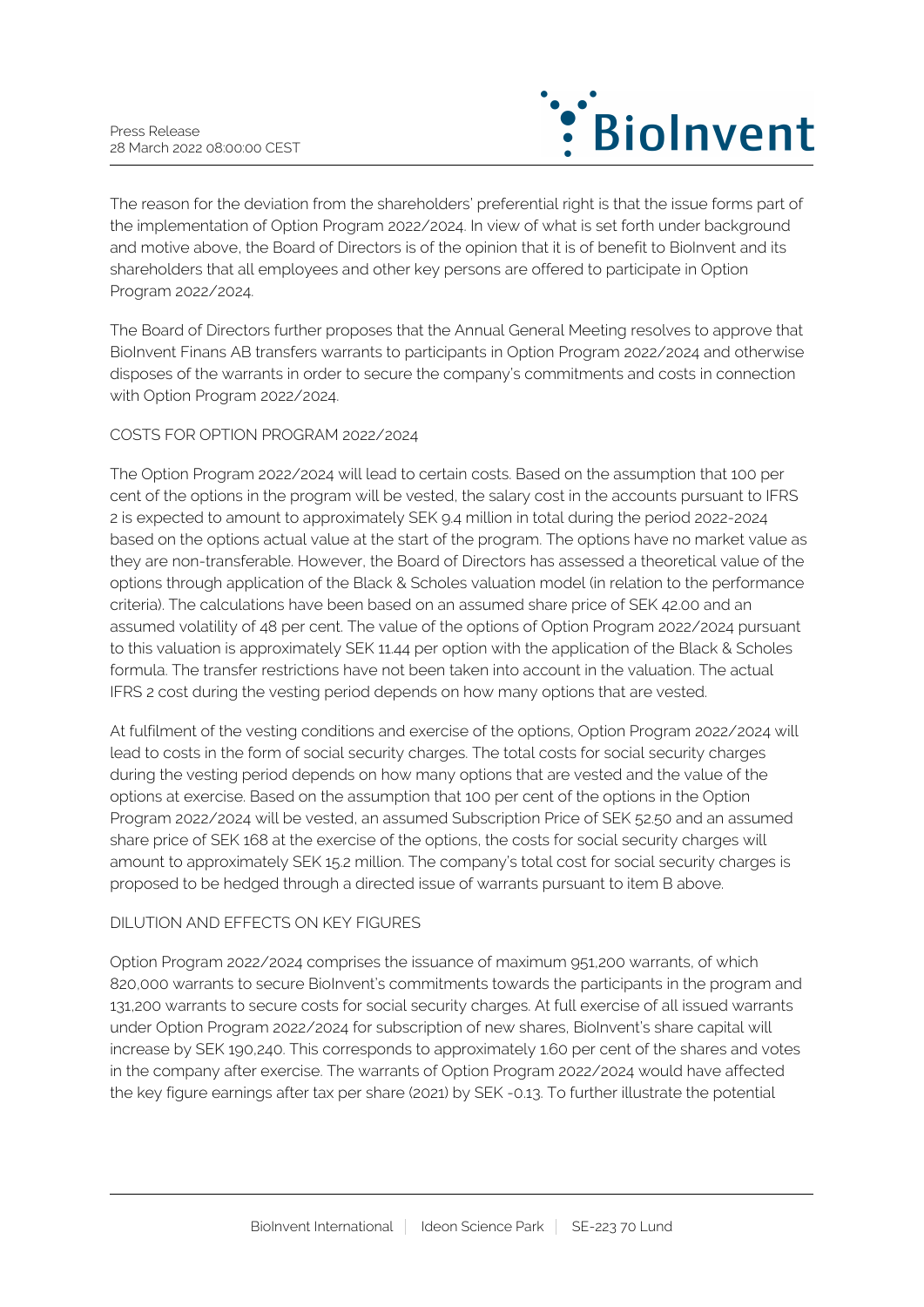The reason for the deviation from the shareholders' preferential right is that the issue forms part of the implementation of Option Program 2022/2024. In view of what is set forth under background and motive above, the Board of Directors is of the opinion that it is of benefit to BioInvent and its shareholders that all employees and other key persons are offered to participate in Option Program 2022/2024.

The Board of Directors further proposes that the Annual General Meeting resolves to approve that BioInvent Finans AB transfers warrants to participants in Option Program 2022/2024 and otherwise disposes of the warrants in order to secure the company's commitments and costs in connection with Option Program 2022/2024.

COSTS FOR OPTION PROGRAM 2022/2024

The Option Program 2022/2024 will lead to certain costs. Based on the assumption that 100 per cent of the options in the program will be vested, the salary cost in the accounts pursuant to IFRS 2 is expected to amount to approximately SEK 9.4 million in total during the period 2022-2024 based on the options actual value at the start of the program. The options have no market value as they are non-transferable. However, the Board of Directors has assessed a theoretical value of the options through application of the Black & Scholes valuation model (in relation to the performance criteria). The calculations have been based on an assumed share price of SEK 42.00 and an assumed volatility of 48 per cent. The value of the options of Option Program 2022/2024 pursuant to this valuation is approximately SEK 11.44 per option with the application of the Black & Scholes formula. The transfer restrictions have not been taken into account in the valuation. The actual IFRS 2 cost during the vesting period depends on how many options that are vested.

At fulfilment of the vesting conditions and exercise of the options, Option Program 2022/2024 will lead to costs in the form of social security charges. The total costs for social security charges during the vesting period depends on how many options that are vested and the value of the options at exercise. Based on the assumption that 100 per cent of the options in the Option Program 2022/2024 will be vested, an assumed Subscription Price of SEK 52.50 and an assumed share price of SEK 168 at the exercise of the options, the costs for social security charges will amount to approximately SEK 15.2 million. The company's total cost for social security charges is proposed to be hedged through a directed issue of warrants pursuant to item B above.

DILUTION AND EFFECTS ON KEY FIGURES

Option Program 2022/2024 comprises the issuance of maximum 951,200 warrants, of which 820,000 warrants to secure BioInvent's commitments towards the participants in the program and 131,200 warrants to secure costs for social security charges. At full exercise of all issued warrants under Option Program 2022/2024 for subscription of new shares, BioInvent's share capital will increase by SEK 190,240. This corresponds to approximately 1.60 per cent of the shares and votes in the company after exercise. The warrants of Option Program 2022/2024 would have affected the key figure earnings after tax per share (2021) by SEK -0.13. To further illustrate the potential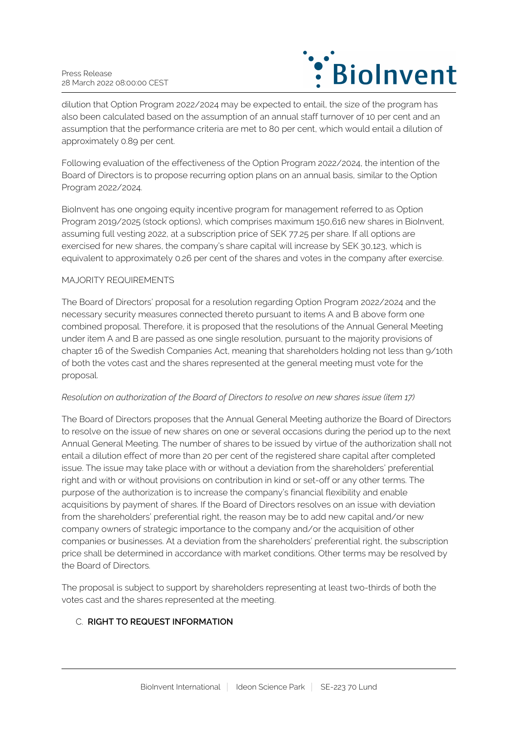dilution that Option Program 2022/2024 may be expected to entail, the size of the program has also been calculated based on the assumption of an annual staff turnover of 10 per cent and an assumption that the performance criteria are met to 80 per cent, which would entail a dilution of approximately 0.89 per cent.

Following evaluation of the effectiveness of the Option Program 2022/2024, the intention of the Board of Directors is to propose recurring option plans on an annual basis, similar to the Option Program 2022/2024.

BioInvent has one ongoing equity incentive program for management referred to as Option Program 2019/2025 (stock options), which comprises maximum 150,616 new shares in BioInvent, assuming full vesting 2022, at a subscription price of SEK 77.25 per share. If all options are exercised for new shares, the company's share capital will increase by SEK 30,123, which is equivalent to approximately 0.26 per cent of the shares and votes in the company after exercise.

MAJORITY REQUIREMENTS

The Board of Directors' proposal for a resolution regarding Option Program 2022/2024 and the necessary security measures connected thereto pursuant to items A and B above form one combined proposal. Therefore, it is proposed that the resolutions of the Annual General Meeting under item A and B are passed as one single resolution, pursuant to the majority provisions of chapter 16 of the Swedish Companies Act, meaning that shareholders holding not less than 9/10th of both the votes cast and the shares represented at the general meeting must vote for the proposal.

*Resolution on authorization of the Board of Directors to resolve on new shares issue (item 17)*

The Board of Directors proposes that the Annual General Meeting authorize the Board of Directors to resolve on the issue of new shares on one or several occasions during the period up to the next Annual General Meeting. The number of shares to be issued by virtue of the authorization shall not entail a dilution effect of more than 20 per cent of the registered share capital after completed issue. The issue may take place with or without a deviation from the shareholders' preferential right and with or without provisions on contribution in kind or set-off or any other terms. The purpose of the authorization is to increase the company's financial flexibility and enable acquisitions by payment of shares. If the Board of Directors resolves on an issue with deviation from the shareholders' preferential right, the reason may be to add new capital and/or new company owners of strategic importance to the company and/or the acquisition of other companies or businesses. At a deviation from the shareholders' preferential right, the subscription price shall be determined in accordance with market conditions. Other terms may be resolved by the Board of Directors.

The proposal is subject to support by shareholders representing at least two-thirds of both the votes cast and the shares represented at the meeting.

C. **RIGHT TO REQUEST INFORMATION**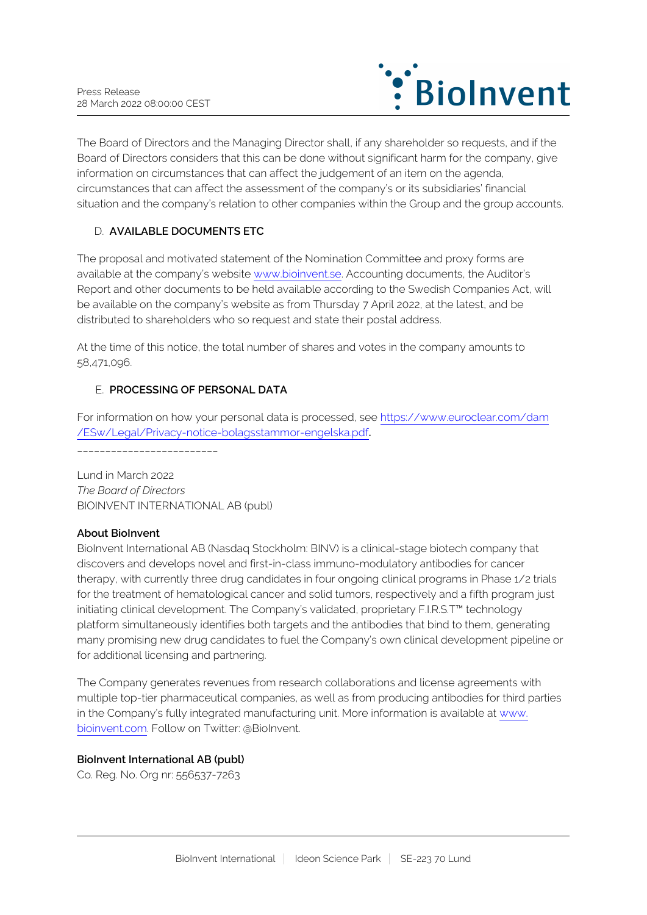The Board of Directors and the Managing Director shall, if any shareholder so requests, and if the Board of Directors considers that this can be done without significant harm for the company, give information on circumstances that can affect the judgement of an item on the agenda, circumstances that can affect the assessment of the company's or its subsidiaries' financial situation and the company's relation to other companies within the Group and the group accounts.

## D. AVAILABLE DOCUMENTS ETC

The proposal and motivated statement of the Nomination Committee and proxy forms are available at the company's website [www.bioinvent.se](www.bioinvent.se). Accounting documents, the Auditor's Report and other documents to be held available according to the Swedish Companies Act, will be available on the company's website as from Thursday 7 April 2022, at the latest, and be distributed to shareholders who so request and state their postal address.

At the time of this notice, the total number of shares and votes in the company amounts to 58,471,096.

## E. PROCESSING OF PERSONAL DATA

For information on how your personal data is processed, see [https://www.euroclear.com/dam/ESw/Legal/Privacy-notice-bolagsstammor-engelska.pdf](https://www.euroclear.com/dam/ESw/Legal/Privacy-notice-bolagsstammor-engelska.pdf).

\_\_\_\_\_\_\_\_\_\_\_\_\_\_\_\_\_\_\_\_\_\_\_\_\_

Lund in March 2022
*The Board of Directors*
BIOINVENT INTERNATIONAL AB (publ)

**About BioInvent**
BioInvent International AB (Nasdaq Stockholm: BINV) is a clinical-stage biotech company that discovers and develops novel and first-in-class immuno-modulatory antibodies for cancer therapy, with currently three drug candidates in four ongoing clinical programs in Phase 1/2 trials for the treatment of hematological cancer and solid tumors, respectively and a fifth program just initiating clinical development. The Company's validated, proprietary F.I.R.S.T™ technology platform simultaneously identifies both targets and the antibodies that bind to them, generating many promising new drug candidates to fuel the Company's own clinical development pipeline or for additional licensing and partnering.

The Company generates revenues from research collaborations and license agreements with multiple top-tier pharmaceutical companies, as well as from producing antibodies for third parties in the Company's fully integrated manufacturing unit. More information is available at [www.bioinvent.com](www.bioinvent.com). Follow on Twitter: @BioInvent.

**BioInvent International AB (publ)**
Co. Reg. No. Org nr: 556537-7263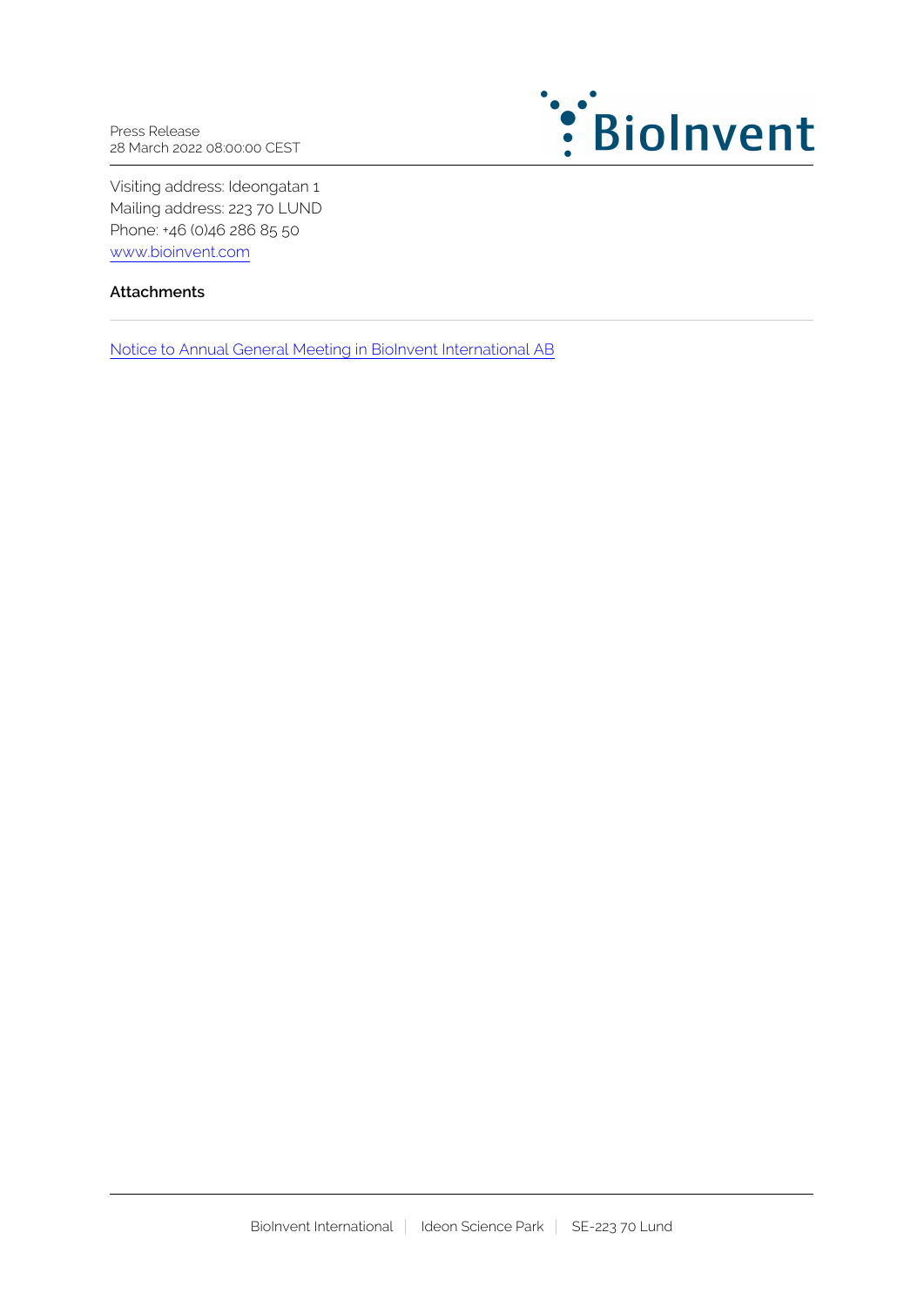Press Release
28 March 2022 08:00:00 CEST

Visiting address: Ideongatan 1
Mailing address: 223 70 LUND
Phone: +46 (0)46 286 85 50
[www.bioinvent.com](http://www.bioinvent.com)

**Attachments**

[Notice to Annual General Meeting in BioInvent International AB]()